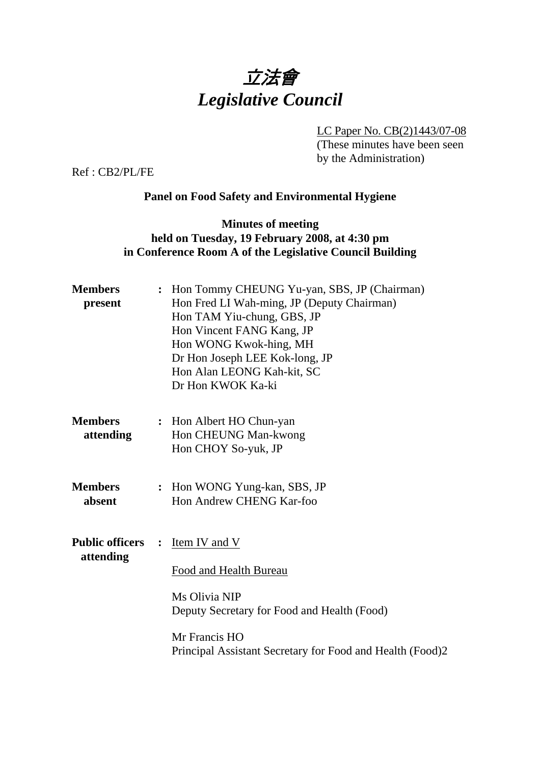# *立法會*
# *Legislative Council*

LC Paper No. CB(2)1443/07-08
(These minutes have been seen by the Administration)

Ref : CB2/PL/FE

**Panel on Food Safety and Environmental Hygiene**

**Minutes of meeting**
**held on Tuesday, 19 February 2008, at 4:30 pm**
**in Conference Room A of the Legislative Council Building**

| | | |
|---|---|---|
| **Members present** | : | Hon Tommy CHEUNG Yu-yan, SBS, JP (Chairman)<br>Hon Fred LI Wah-ming, JP (Deputy Chairman)<br>Hon TAM Yiu-chung, GBS, JP<br>Hon Vincent FANG Kang, JP<br>Hon WONG Kwok-hing, MH<br>Dr Hon Joseph LEE Kok-long, JP<br>Hon Alan LEONG Kah-kit, SC<br>Dr Hon KWOK Ka-ki |
| **Members attending** | : | Hon Albert HO Chun-yan<br>Hon CHEUNG Man-kwong<br>Hon CHOY So-yuk, JP |
| **Members absent** | : | Hon WONG Yung-kan, SBS, JP<br>Hon Andrew CHENG Kar-foo |
| **Public officers attending** | : | Item IV and V<br><br>Food and Health Bureau<br><br>Ms Olivia NIP<br>Deputy Secretary for Food and Health (Food)<br><br>Mr Francis HO<br>Principal Assistant Secretary for Food and Health (Food)2 |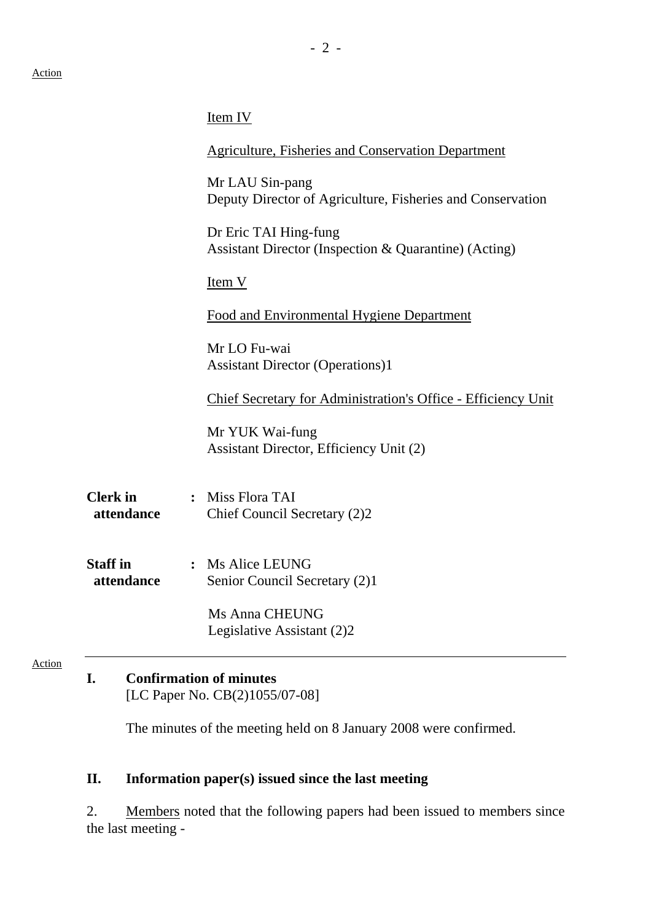Item IV

Agriculture, Fisheries and Conservation Department

Mr LAU Sin-pang
Deputy Director of Agriculture, Fisheries and Conservation

Dr Eric TAI Hing-fung
Assistant Director (Inspection & Quarantine) (Acting)

Item V

Food and Environmental Hygiene Department

Mr LO Fu-wai
Assistant Director (Operations)1

Chief Secretary for Administration's Office - Efficiency Unit

Mr YUK Wai-fung
Assistant Director, Efficiency Unit (2)

**Clerk in attendance** : Miss Flora TAI
Chief Council Secretary (2)2

**Staff in attendance** : Ms Alice LEUNG
Senior Council Secretary (2)1

Ms Anna CHEUNG
Legislative Assistant (2)2

---

Action

## I. Confirmation of minutes

[LC Paper No. CB(2)1055/07-08]

The minutes of the meeting held on 8 January 2008 were confirmed.

## II. Information paper(s) issued since the last meeting

2. Members noted that the following papers had been issued to members since the last meeting -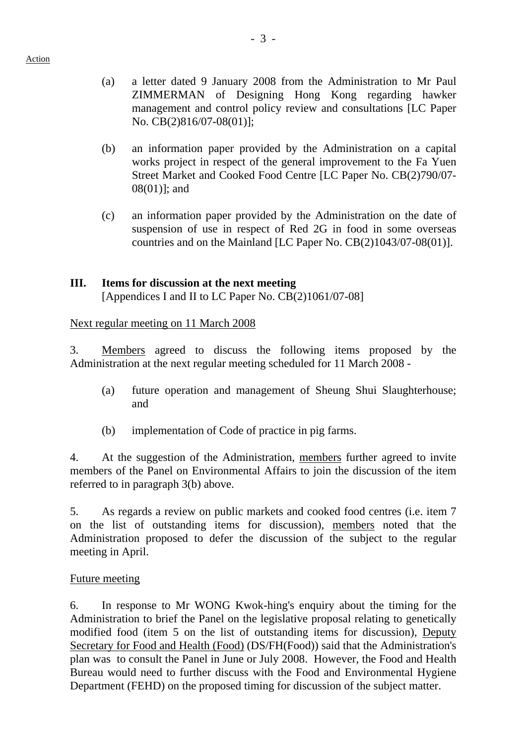Action

(a) a letter dated 9 January 2008 from the Administration to Mr Paul ZIMMERMAN of Designing Hong Kong regarding hawker management and control policy review and consultations [LC Paper No. CB(2)816/07-08(01)];

(b) an information paper provided by the Administration on a capital works project in respect of the general improvement to the Fa Yuen Street Market and Cooked Food Centre [LC Paper No. CB(2)790/07-08(01)]; and

(c) an information paper provided by the Administration on the date of suspension of use in respect of Red 2G in food in some overseas countries and on the Mainland [LC Paper No. CB(2)1043/07-08(01)].

**III. Items for discussion at the next meeting**
[Appendices I and II to LC Paper No. CB(2)1061/07-08]

Next regular meeting on 11 March 2008

3. Members agreed to discuss the following items proposed by the Administration at the next regular meeting scheduled for 11 March 2008 -

(a) future operation and management of Sheung Shui Slaughterhouse; and

(b) implementation of Code of practice in pig farms.

4. At the suggestion of the Administration, members further agreed to invite members of the Panel on Environmental Affairs to join the discussion of the item referred to in paragraph 3(b) above.

5. As regards a review on public markets and cooked food centres (i.e. item 7 on the list of outstanding items for discussion), members noted that the Administration proposed to defer the discussion of the subject to the regular meeting in April.

Future meeting

6. In response to Mr WONG Kwok-hing's enquiry about the timing for the Administration to brief the Panel on the legislative proposal relating to genetically modified food (item 5 on the list of outstanding items for discussion), Deputy Secretary for Food and Health (Food) (DS/FH(Food)) said that the Administration's plan was to consult the Panel in June or July 2008. However, the Food and Health Bureau would need to further discuss with the Food and Environmental Hygiene Department (FEHD) on the proposed timing for discussion of the subject matter.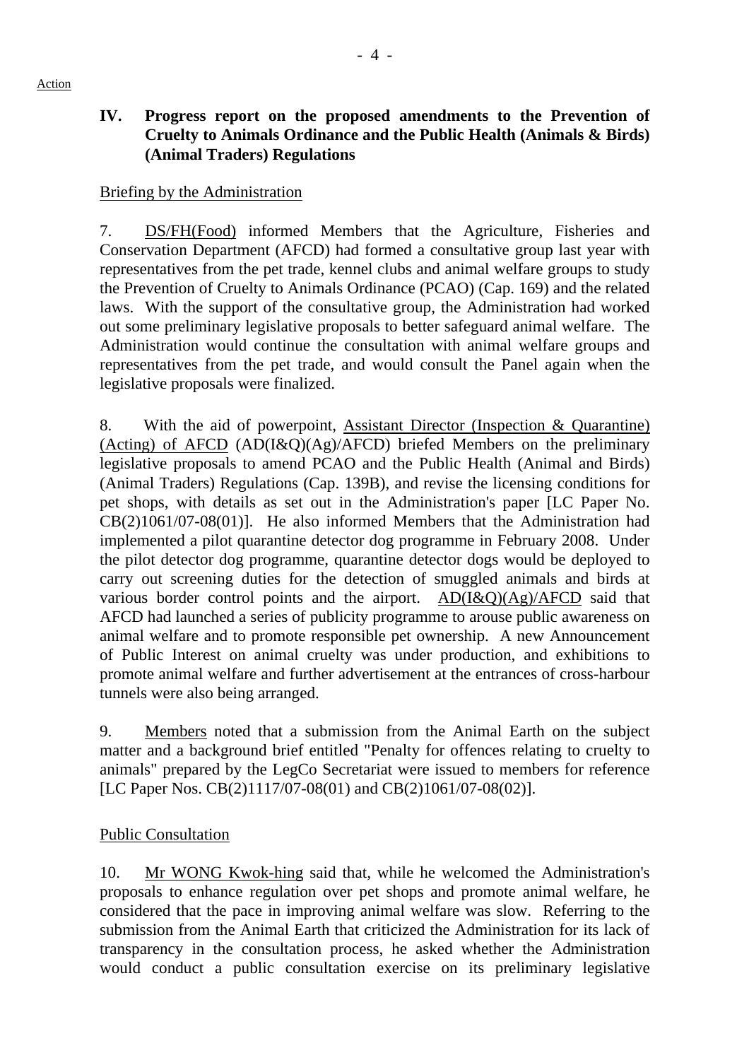Action

## IV. Progress report on the proposed amendments to the Prevention of Cruelty to Animals Ordinance and the Public Health (Animals & Birds) (Animal Traders) Regulations

Briefing by the Administration

7. DS/FH(Food) informed Members that the Agriculture, Fisheries and Conservation Department (AFCD) had formed a consultative group last year with representatives from the pet trade, kennel clubs and animal welfare groups to study the Prevention of Cruelty to Animals Ordinance (PCAO) (Cap. 169) and the related laws. With the support of the consultative group, the Administration had worked out some preliminary legislative proposals to better safeguard animal welfare. The Administration would continue the consultation with animal welfare groups and representatives from the pet trade, and would consult the Panel again when the legislative proposals were finalized.

8. With the aid of powerpoint, Assistant Director (Inspection & Quarantine) (Acting) of AFCD (AD(I&Q)(Ag)/AFCD) briefed Members on the preliminary legislative proposals to amend PCAO and the Public Health (Animal and Birds) (Animal Traders) Regulations (Cap. 139B), and revise the licensing conditions for pet shops, with details as set out in the Administration's paper [LC Paper No. CB(2)1061/07-08(01)]. He also informed Members that the Administration had implemented a pilot quarantine detector dog programme in February 2008. Under the pilot detector dog programme, quarantine detector dogs would be deployed to carry out screening duties for the detection of smuggled animals and birds at various border control points and the airport. AD(I&Q)(Ag)/AFCD said that AFCD had launched a series of publicity programme to arouse public awareness on animal welfare and to promote responsible pet ownership. A new Announcement of Public Interest on animal cruelty was under production, and exhibitions to promote animal welfare and further advertisement at the entrances of cross-harbour tunnels were also being arranged.

9. Members noted that a submission from the Animal Earth on the subject matter and a background brief entitled "Penalty for offences relating to cruelty to animals" prepared by the LegCo Secretariat were issued to members for reference [LC Paper Nos. CB(2)1117/07-08(01) and CB(2)1061/07-08(02)].

Public Consultation

10. Mr WONG Kwok-hing said that, while he welcomed the Administration's proposals to enhance regulation over pet shops and promote animal welfare, he considered that the pace in improving animal welfare was slow. Referring to the submission from the Animal Earth that criticized the Administration for its lack of transparency in the consultation process, he asked whether the Administration would conduct a public consultation exercise on its preliminary legislative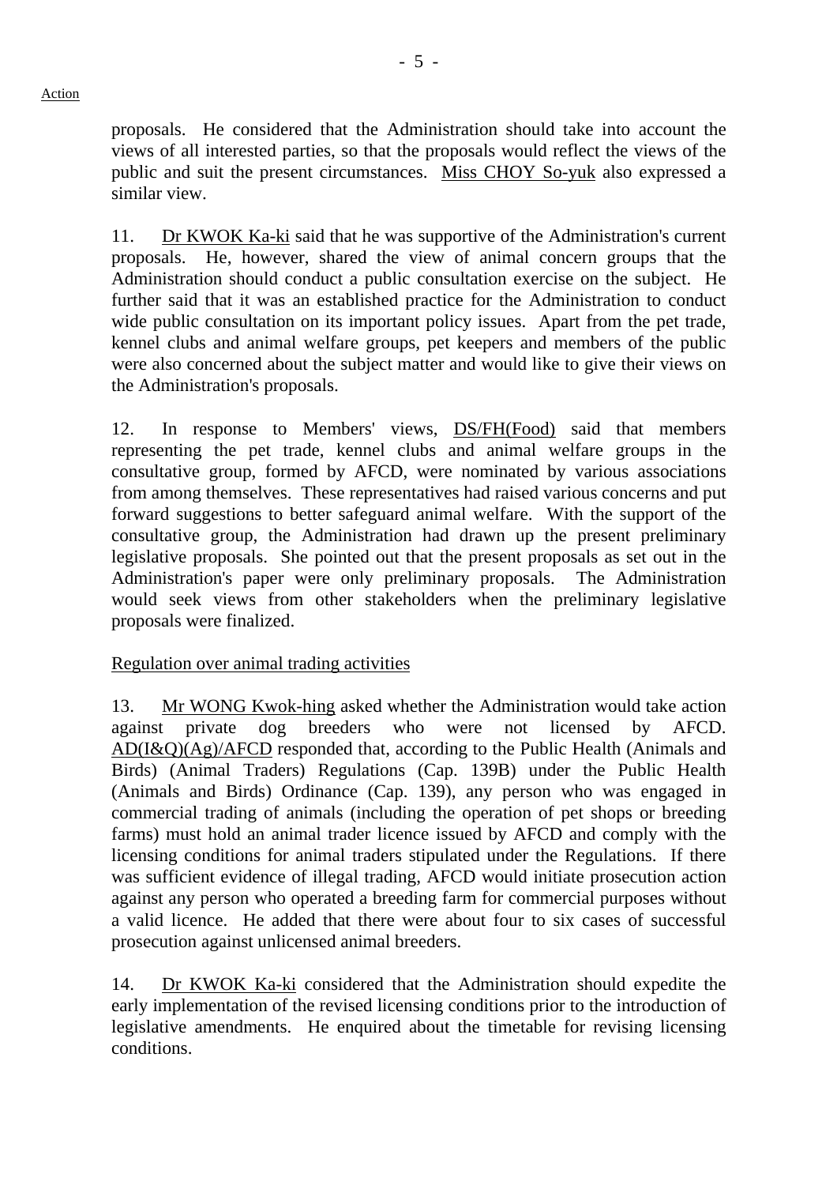proposals. He considered that the Administration should take into account the views of all interested parties, so that the proposals would reflect the views of the public and suit the present circumstances. Miss CHOY So-yuk also expressed a similar view.

11. Dr KWOK Ka-ki said that he was supportive of the Administration's current proposals. He, however, shared the view of animal concern groups that the Administration should conduct a public consultation exercise on the subject. He further said that it was an established practice for the Administration to conduct wide public consultation on its important policy issues. Apart from the pet trade, kennel clubs and animal welfare groups, pet keepers and members of the public were also concerned about the subject matter and would like to give their views on the Administration's proposals.

12. In response to Members' views, DS/FH(Food) said that members representing the pet trade, kennel clubs and animal welfare groups in the consultative group, formed by AFCD, were nominated by various associations from among themselves. These representatives had raised various concerns and put forward suggestions to better safeguard animal welfare. With the support of the consultative group, the Administration had drawn up the present preliminary legislative proposals. She pointed out that the present proposals as set out in the Administration's paper were only preliminary proposals. The Administration would seek views from other stakeholders when the preliminary legislative proposals were finalized.

Regulation over animal trading activities

13. Mr WONG Kwok-hing asked whether the Administration would take action against private dog breeders who were not licensed by AFCD. AD(I&Q)(Ag)/AFCD responded that, according to the Public Health (Animals and Birds) (Animal Traders) Regulations (Cap. 139B) under the Public Health (Animals and Birds) Ordinance (Cap. 139), any person who was engaged in commercial trading of animals (including the operation of pet shops or breeding farms) must hold an animal trader licence issued by AFCD and comply with the licensing conditions for animal traders stipulated under the Regulations. If there was sufficient evidence of illegal trading, AFCD would initiate prosecution action against any person who operated a breeding farm for commercial purposes without a valid licence. He added that there were about four to six cases of successful prosecution against unlicensed animal breeders.

14. Dr KWOK Ka-ki considered that the Administration should expedite the early implementation of the revised licensing conditions prior to the introduction of legislative amendments. He enquired about the timetable for revising licensing conditions.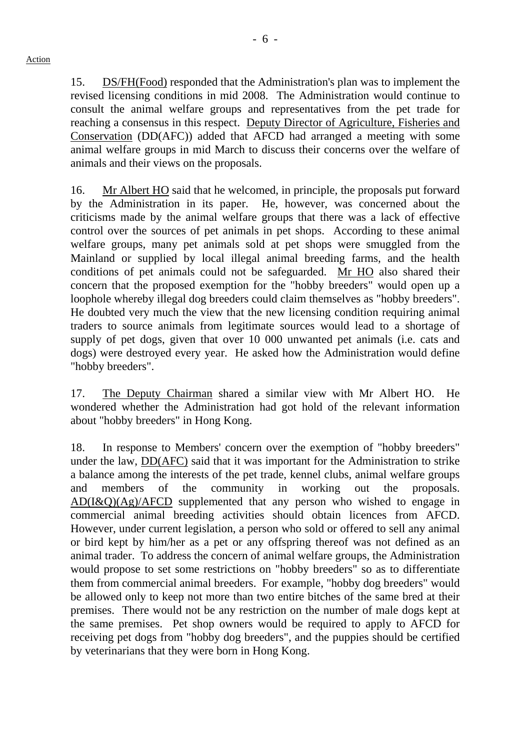Action

15. DS/FH(Food) responded that the Administration's plan was to implement the revised licensing conditions in mid 2008. The Administration would continue to consult the animal welfare groups and representatives from the pet trade for reaching a consensus in this respect. Deputy Director of Agriculture, Fisheries and Conservation (DD(AFC)) added that AFCD had arranged a meeting with some animal welfare groups in mid March to discuss their concerns over the welfare of animals and their views on the proposals.

16. Mr Albert HO said that he welcomed, in principle, the proposals put forward by the Administration in its paper. He, however, was concerned about the criticisms made by the animal welfare groups that there was a lack of effective control over the sources of pet animals in pet shops. According to these animal welfare groups, many pet animals sold at pet shops were smuggled from the Mainland or supplied by local illegal animal breeding farms, and the health conditions of pet animals could not be safeguarded. Mr HO also shared their concern that the proposed exemption for the "hobby breeders" would open up a loophole whereby illegal dog breeders could claim themselves as "hobby breeders". He doubted very much the view that the new licensing condition requiring animal traders to source animals from legitimate sources would lead to a shortage of supply of pet dogs, given that over 10 000 unwanted pet animals (i.e. cats and dogs) were destroyed every year. He asked how the Administration would define "hobby breeders".

17. The Deputy Chairman shared a similar view with Mr Albert HO. He wondered whether the Administration had got hold of the relevant information about "hobby breeders" in Hong Kong.

18. In response to Members' concern over the exemption of "hobby breeders" under the law, DD(AFC) said that it was important for the Administration to strike a balance among the interests of the pet trade, kennel clubs, animal welfare groups and members of the community in working out the proposals. AD(I&Q)(Ag)/AFCD supplemented that any person who wished to engage in commercial animal breeding activities should obtain licences from AFCD. However, under current legislation, a person who sold or offered to sell any animal or bird kept by him/her as a pet or any offspring thereof was not defined as an animal trader. To address the concern of animal welfare groups, the Administration would propose to set some restrictions on "hobby breeders" so as to differentiate them from commercial animal breeders. For example, "hobby dog breeders" would be allowed only to keep not more than two entire bitches of the same bred at their premises. There would not be any restriction on the number of male dogs kept at the same premises. Pet shop owners would be required to apply to AFCD for receiving pet dogs from "hobby dog breeders", and the puppies should be certified by veterinarians that they were born in Hong Kong.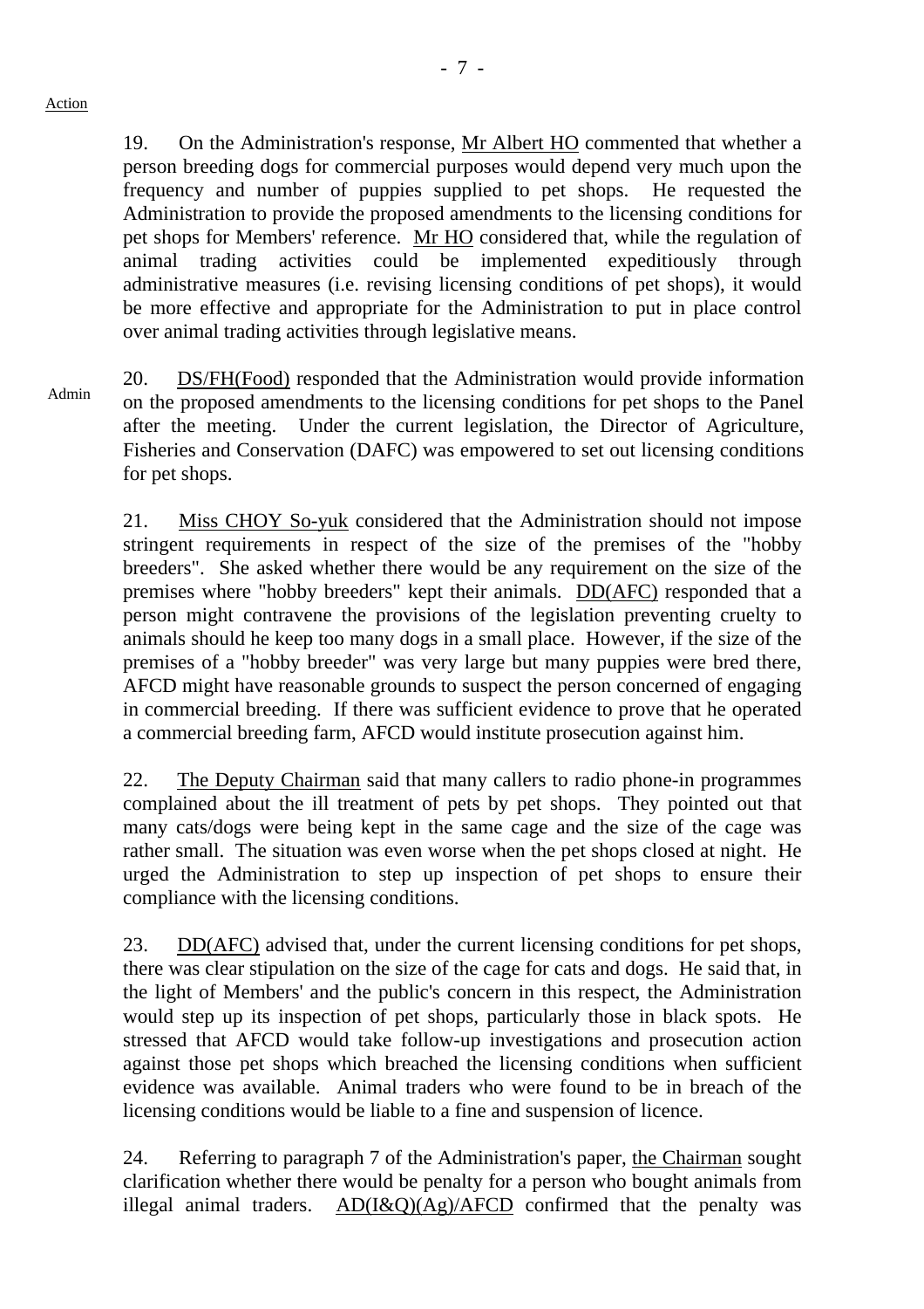Action

19. On the Administration's response, Mr Albert HO commented that whether a person breeding dogs for commercial purposes would depend very much upon the frequency and number of puppies supplied to pet shops. He requested the Administration to provide the proposed amendments to the licensing conditions for pet shops for Members' reference. Mr HO considered that, while the regulation of animal trading activities could be implemented expeditiously through administrative measures (i.e. revising licensing conditions of pet shops), it would be more effective and appropriate for the Administration to put in place control over animal trading activities through legislative means.

Admin

20. DS/FH(Food) responded that the Administration would provide information on the proposed amendments to the licensing conditions for pet shops to the Panel after the meeting. Under the current legislation, the Director of Agriculture, Fisheries and Conservation (DAFC) was empowered to set out licensing conditions for pet shops.

21. Miss CHOY So-yuk considered that the Administration should not impose stringent requirements in respect of the size of the premises of the "hobby breeders". She asked whether there would be any requirement on the size of the premises where "hobby breeders" kept their animals. DD(AFC) responded that a person might contravene the provisions of the legislation preventing cruelty to animals should he keep too many dogs in a small place. However, if the size of the premises of a "hobby breeder" was very large but many puppies were bred there, AFCD might have reasonable grounds to suspect the person concerned of engaging in commercial breeding. If there was sufficient evidence to prove that he operated a commercial breeding farm, AFCD would institute prosecution against him.

22. The Deputy Chairman said that many callers to radio phone-in programmes complained about the ill treatment of pets by pet shops. They pointed out that many cats/dogs were being kept in the same cage and the size of the cage was rather small. The situation was even worse when the pet shops closed at night. He urged the Administration to step up inspection of pet shops to ensure their compliance with the licensing conditions.

23. DD(AFC) advised that, under the current licensing conditions for pet shops, there was clear stipulation on the size of the cage for cats and dogs. He said that, in the light of Members' and the public's concern in this respect, the Administration would step up its inspection of pet shops, particularly those in black spots. He stressed that AFCD would take follow-up investigations and prosecution action against those pet shops which breached the licensing conditions when sufficient evidence was available. Animal traders who were found to be in breach of the licensing conditions would be liable to a fine and suspension of licence.

24. Referring to paragraph 7 of the Administration's paper, the Chairman sought clarification whether there would be penalty for a person who bought animals from illegal animal traders. AD(I&Q)(Ag)/AFCD confirmed that the penalty was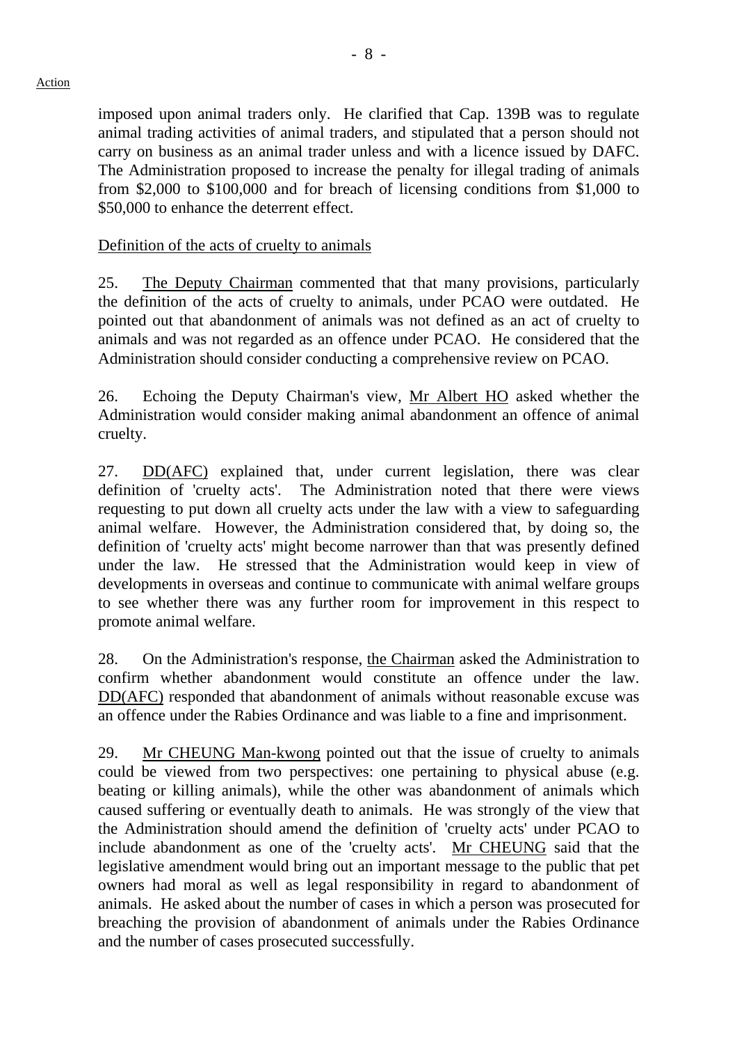Action

imposed upon animal traders only. He clarified that Cap. 139B was to regulate animal trading activities of animal traders, and stipulated that a person should not carry on business as an animal trader unless and with a licence issued by DAFC. The Administration proposed to increase the penalty for illegal trading of animals from $2,000 to $100,000 and for breach of licensing conditions from $1,000 to $50,000 to enhance the deterrent effect.

Definition of the acts of cruelty to animals

25. The Deputy Chairman commented that that many provisions, particularly the definition of the acts of cruelty to animals, under PCAO were outdated. He pointed out that abandonment of animals was not defined as an act of cruelty to animals and was not regarded as an offence under PCAO. He considered that the Administration should consider conducting a comprehensive review on PCAO.

26. Echoing the Deputy Chairman's view, Mr Albert HO asked whether the Administration would consider making animal abandonment an offence of animal cruelty.

27. DD(AFC) explained that, under current legislation, there was clear definition of 'cruelty acts'. The Administration noted that there were views requesting to put down all cruelty acts under the law with a view to safeguarding animal welfare. However, the Administration considered that, by doing so, the definition of 'cruelty acts' might become narrower than that was presently defined under the law. He stressed that the Administration would keep in view of developments in overseas and continue to communicate with animal welfare groups to see whether there was any further room for improvement in this respect to promote animal welfare.

28. On the Administration's response, the Chairman asked the Administration to confirm whether abandonment would constitute an offence under the law. DD(AFC) responded that abandonment of animals without reasonable excuse was an offence under the Rabies Ordinance and was liable to a fine and imprisonment.

29. Mr CHEUNG Man-kwong pointed out that the issue of cruelty to animals could be viewed from two perspectives: one pertaining to physical abuse (e.g. beating or killing animals), while the other was abandonment of animals which caused suffering or eventually death to animals. He was strongly of the view that the Administration should amend the definition of 'cruelty acts' under PCAO to include abandonment as one of the 'cruelty acts'. Mr CHEUNG said that the legislative amendment would bring out an important message to the public that pet owners had moral as well as legal responsibility in regard to abandonment of animals. He asked about the number of cases in which a person was prosecuted for breaching the provision of abandonment of animals under the Rabies Ordinance and the number of cases prosecuted successfully.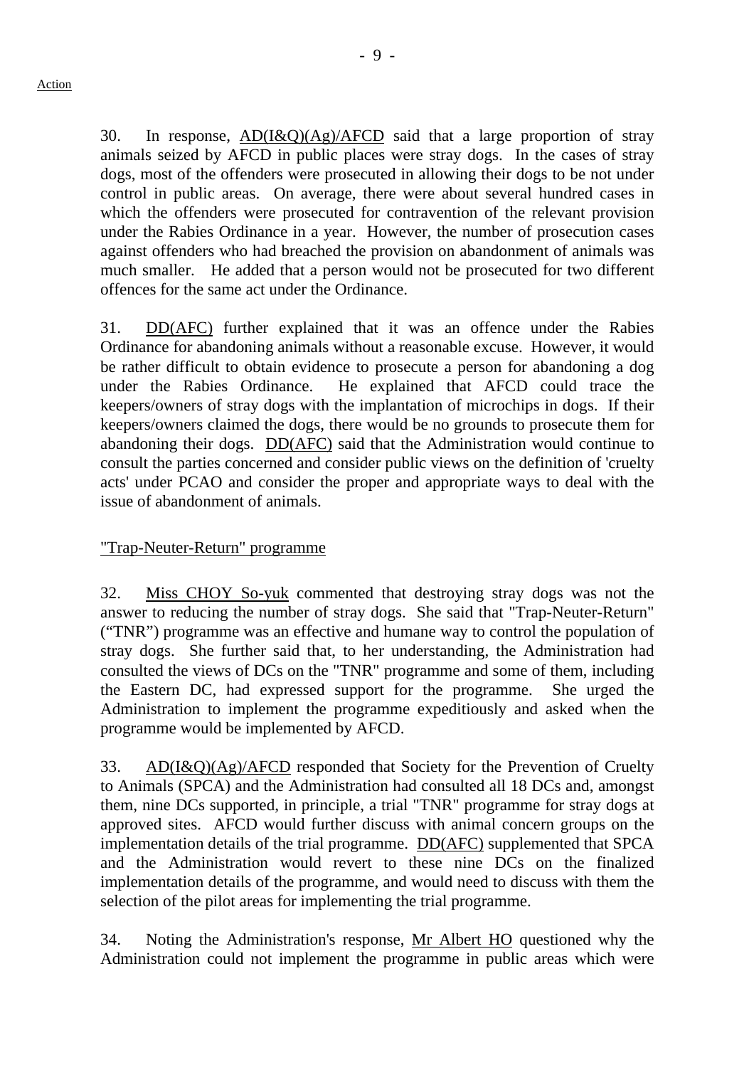30. In response, AD(I&Q)(Ag)/AFCD said that a large proportion of stray animals seized by AFCD in public places were stray dogs. In the cases of stray dogs, most of the offenders were prosecuted in allowing their dogs to be not under control in public areas. On average, there were about several hundred cases in which the offenders were prosecuted for contravention of the relevant provision under the Rabies Ordinance in a year. However, the number of prosecution cases against offenders who had breached the provision on abandonment of animals was much smaller. He added that a person would not be prosecuted for two different offences for the same act under the Ordinance.

31. DD(AFC) further explained that it was an offence under the Rabies Ordinance for abandoning animals without a reasonable excuse. However, it would be rather difficult to obtain evidence to prosecute a person for abandoning a dog under the Rabies Ordinance. He explained that AFCD could trace the keepers/owners of stray dogs with the implantation of microchips in dogs. If their keepers/owners claimed the dogs, there would be no grounds to prosecute them for abandoning their dogs. DD(AFC) said that the Administration would continue to consult the parties concerned and consider public views on the definition of 'cruelty acts' under PCAO and consider the proper and appropriate ways to deal with the issue of abandonment of animals.

"Trap-Neuter-Return" programme

32. Miss CHOY So-yuk commented that destroying stray dogs was not the answer to reducing the number of stray dogs. She said that "Trap-Neuter-Return" ("TNR") programme was an effective and humane way to control the population of stray dogs. She further said that, to her understanding, the Administration had consulted the views of DCs on the "TNR" programme and some of them, including the Eastern DC, had expressed support for the programme. She urged the Administration to implement the programme expeditiously and asked when the programme would be implemented by AFCD.

33. AD(I&Q)(Ag)/AFCD responded that Society for the Prevention of Cruelty to Animals (SPCA) and the Administration had consulted all 18 DCs and, amongst them, nine DCs supported, in principle, a trial "TNR" programme for stray dogs at approved sites. AFCD would further discuss with animal concern groups on the implementation details of the trial programme. DD(AFC) supplemented that SPCA and the Administration would revert to these nine DCs on the finalized implementation details of the programme, and would need to discuss with them the selection of the pilot areas for implementing the trial programme.

34. Noting the Administration's response, Mr Albert HO questioned why the Administration could not implement the programme in public areas which were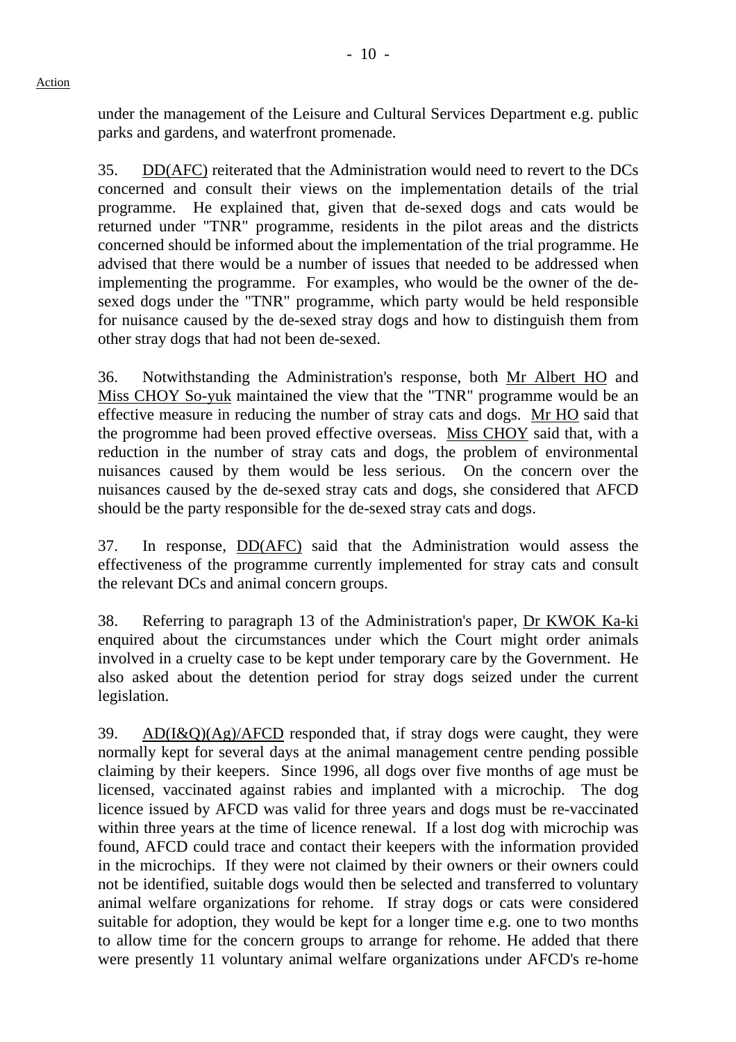under the management of the Leisure and Cultural Services Department e.g. public parks and gardens, and waterfront promenade.

35. DD(AFC) reiterated that the Administration would need to revert to the DCs concerned and consult their views on the implementation details of the trial programme. He explained that, given that de-sexed dogs and cats would be returned under "TNR" programme, residents in the pilot areas and the districts concerned should be informed about the implementation of the trial programme. He advised that there would be a number of issues that needed to be addressed when implementing the programme. For examples, who would be the owner of the de-sexed dogs under the "TNR" programme, which party would be held responsible for nuisance caused by the de-sexed stray dogs and how to distinguish them from other stray dogs that had not been de-sexed.

36. Notwithstanding the Administration's response, both Mr Albert HO and Miss CHOY So-yuk maintained the view that the "TNR" programme would be an effective measure in reducing the number of stray cats and dogs. Mr HO said that the progromme had been proved effective overseas. Miss CHOY said that, with a reduction in the number of stray cats and dogs, the problem of environmental nuisances caused by them would be less serious. On the concern over the nuisances caused by the de-sexed stray cats and dogs, she considered that AFCD should be the party responsible for the de-sexed stray cats and dogs.

37. In response, DD(AFC) said that the Administration would assess the effectiveness of the programme currently implemented for stray cats and consult the relevant DCs and animal concern groups.

38. Referring to paragraph 13 of the Administration's paper, Dr KWOK Ka-ki enquired about the circumstances under which the Court might order animals involved in a cruelty case to be kept under temporary care by the Government. He also asked about the detention period for stray dogs seized under the current legislation.

39. AD(I&Q)(Ag)/AFCD responded that, if stray dogs were caught, they were normally kept for several days at the animal management centre pending possible claiming by their keepers. Since 1996, all dogs over five months of age must be licensed, vaccinated against rabies and implanted with a microchip. The dog licence issued by AFCD was valid for three years and dogs must be re-vaccinated within three years at the time of licence renewal. If a lost dog with microchip was found, AFCD could trace and contact their keepers with the information provided in the microchips. If they were not claimed by their owners or their owners could not be identified, suitable dogs would then be selected and transferred to voluntary animal welfare organizations for rehome. If stray dogs or cats were considered suitable for adoption, they would be kept for a longer time e.g. one to two months to allow time for the concern groups to arrange for rehome. He added that there were presently 11 voluntary animal welfare organizations under AFCD's re-home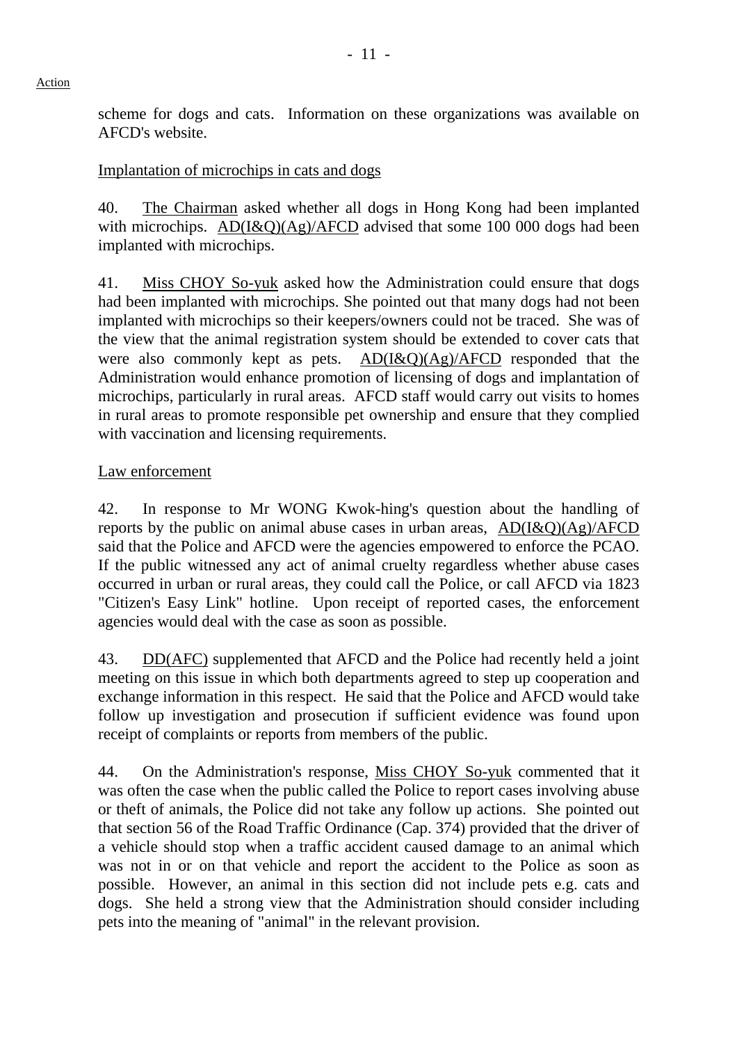Action

scheme for dogs and cats. Information on these organizations was available on AFCD's website.

Implantation of microchips in cats and dogs

40. The Chairman asked whether all dogs in Hong Kong had been implanted with microchips. AD(I&Q)(Ag)/AFCD advised that some 100 000 dogs had been implanted with microchips.

41. Miss CHOY So-yuk asked how the Administration could ensure that dogs had been implanted with microchips. She pointed out that many dogs had not been implanted with microchips so their keepers/owners could not be traced. She was of the view that the animal registration system should be extended to cover cats that were also commonly kept as pets. AD(I&Q)(Ag)/AFCD responded that the Administration would enhance promotion of licensing of dogs and implantation of microchips, particularly in rural areas. AFCD staff would carry out visits to homes in rural areas to promote responsible pet ownership and ensure that they complied with vaccination and licensing requirements.

Law enforcement

42. In response to Mr WONG Kwok-hing's question about the handling of reports by the public on animal abuse cases in urban areas, AD(I&Q)(Ag)/AFCD said that the Police and AFCD were the agencies empowered to enforce the PCAO. If the public witnessed any act of animal cruelty regardless whether abuse cases occurred in urban or rural areas, they could call the Police, or call AFCD via 1823 "Citizen's Easy Link" hotline. Upon receipt of reported cases, the enforcement agencies would deal with the case as soon as possible.

43. DD(AFC) supplemented that AFCD and the Police had recently held a joint meeting on this issue in which both departments agreed to step up cooperation and exchange information in this respect. He said that the Police and AFCD would take follow up investigation and prosecution if sufficient evidence was found upon receipt of complaints or reports from members of the public.

44. On the Administration's response, Miss CHOY So-yuk commented that it was often the case when the public called the Police to report cases involving abuse or theft of animals, the Police did not take any follow up actions. She pointed out that section 56 of the Road Traffic Ordinance (Cap. 374) provided that the driver of a vehicle should stop when a traffic accident caused damage to an animal which was not in or on that vehicle and report the accident to the Police as soon as possible. However, an animal in this section did not include pets e.g. cats and dogs. She held a strong view that the Administration should consider including pets into the meaning of "animal" in the relevant provision.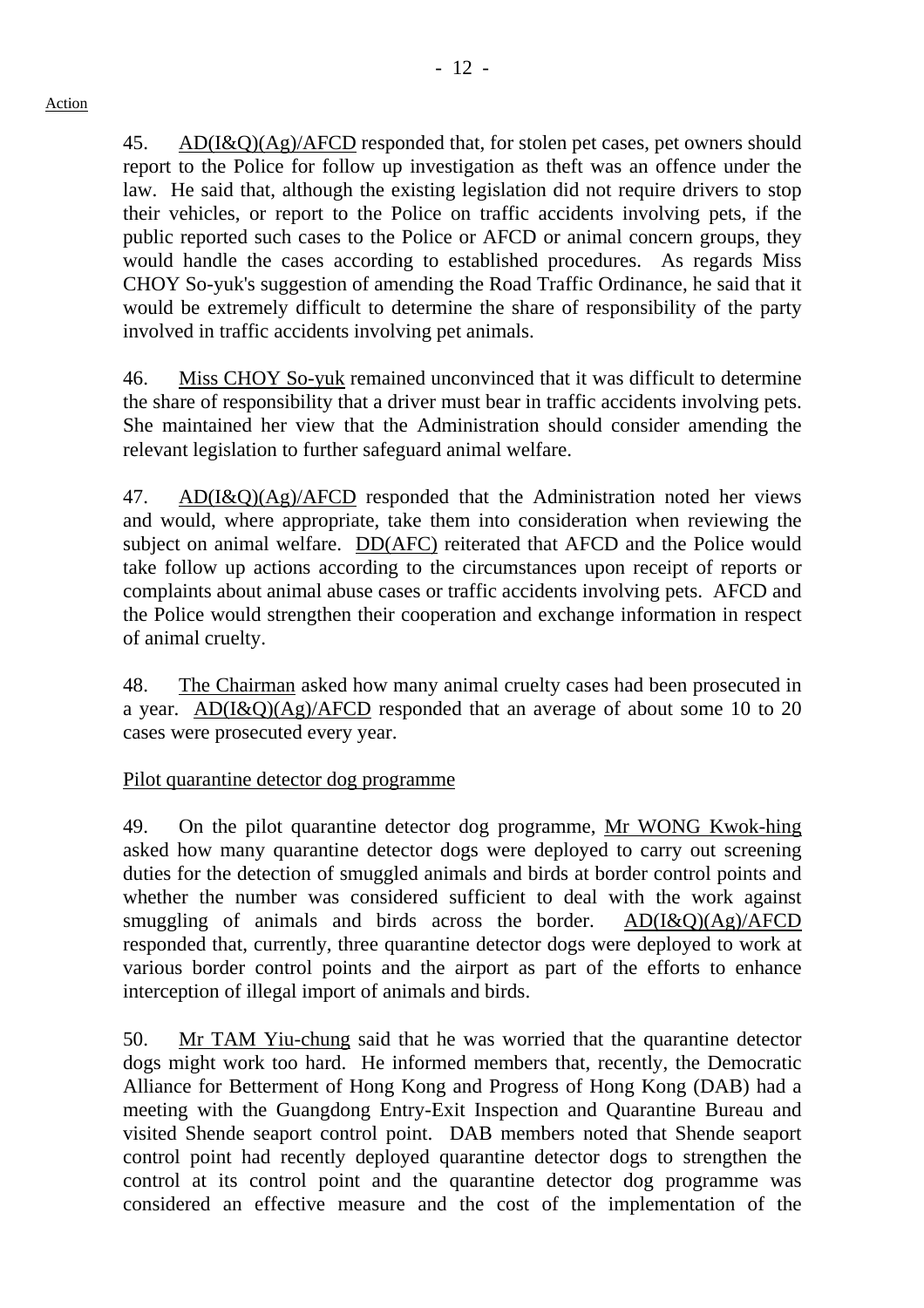Action

45. AD(I&Q)(Ag)/AFCD responded that, for stolen pet cases, pet owners should report to the Police for follow up investigation as theft was an offence under the law. He said that, although the existing legislation did not require drivers to stop their vehicles, or report to the Police on traffic accidents involving pets, if the public reported such cases to the Police or AFCD or animal concern groups, they would handle the cases according to established procedures. As regards Miss CHOY So-yuk's suggestion of amending the Road Traffic Ordinance, he said that it would be extremely difficult to determine the share of responsibility of the party involved in traffic accidents involving pet animals.

46. Miss CHOY So-yuk remained unconvinced that it was difficult to determine the share of responsibility that a driver must bear in traffic accidents involving pets. She maintained her view that the Administration should consider amending the relevant legislation to further safeguard animal welfare.

47. AD(I&Q)(Ag)/AFCD responded that the Administration noted her views and would, where appropriate, take them into consideration when reviewing the subject on animal welfare. DD(AFC) reiterated that AFCD and the Police would take follow up actions according to the circumstances upon receipt of reports or complaints about animal abuse cases or traffic accidents involving pets. AFCD and the Police would strengthen their cooperation and exchange information in respect of animal cruelty.

48. The Chairman asked how many animal cruelty cases had been prosecuted in a year. AD(I&Q)(Ag)/AFCD responded that an average of about some 10 to 20 cases were prosecuted every year.

Pilot quarantine detector dog programme

49. On the pilot quarantine detector dog programme, Mr WONG Kwok-hing asked how many quarantine detector dogs were deployed to carry out screening duties for the detection of smuggled animals and birds at border control points and whether the number was considered sufficient to deal with the work against smuggling of animals and birds across the border. AD(I&Q)(Ag)/AFCD responded that, currently, three quarantine detector dogs were deployed to work at various border control points and the airport as part of the efforts to enhance interception of illegal import of animals and birds.

50. Mr TAM Yiu-chung said that he was worried that the quarantine detector dogs might work too hard. He informed members that, recently, the Democratic Alliance for Betterment of Hong Kong and Progress of Hong Kong (DAB) had a meeting with the Guangdong Entry-Exit Inspection and Quarantine Bureau and visited Shende seaport control point. DAB members noted that Shende seaport control point had recently deployed quarantine detector dogs to strengthen the control at its control point and the quarantine detector dog programme was considered an effective measure and the cost of the implementation of the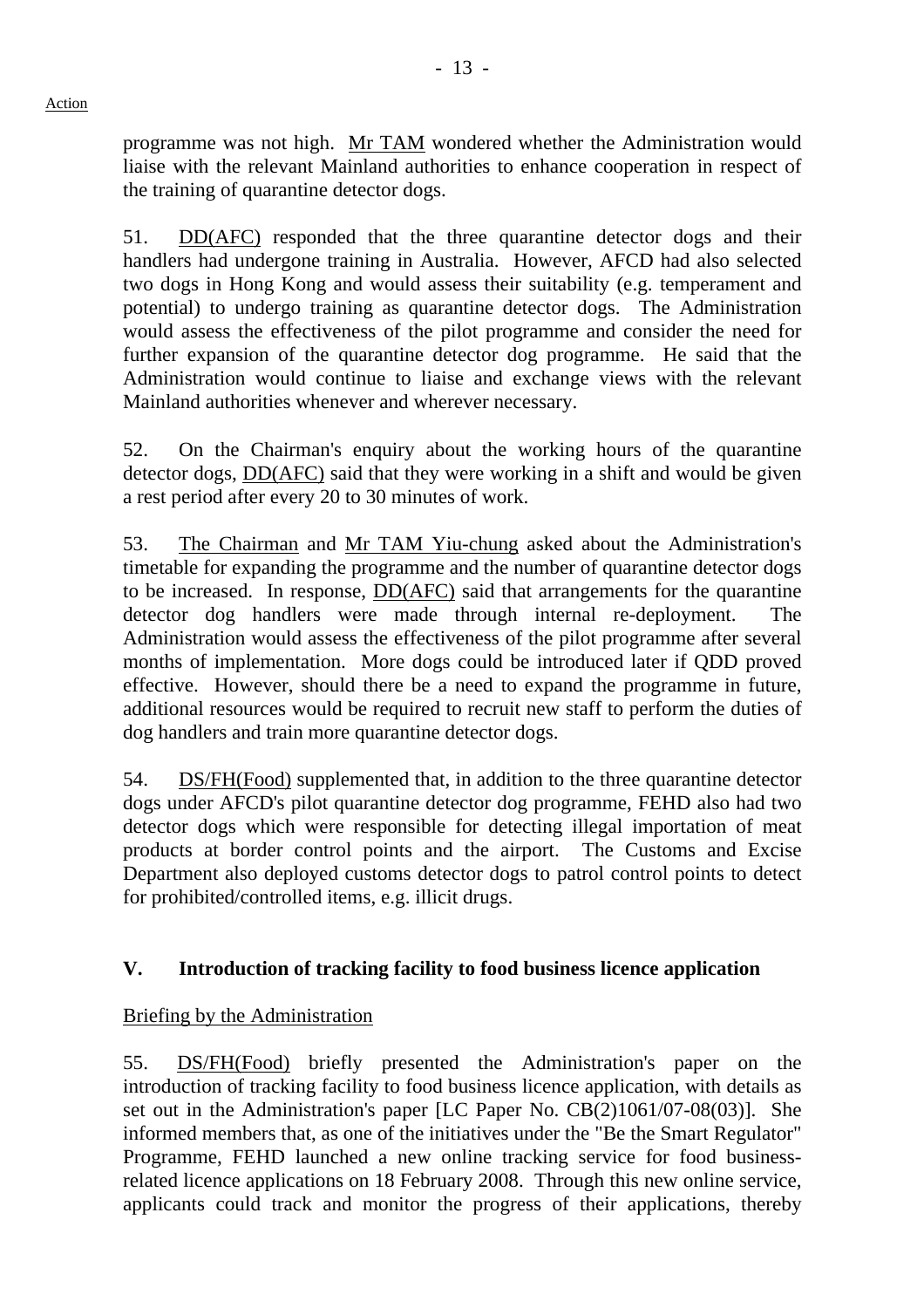programme was not high. Mr TAM wondered whether the Administration would liaise with the relevant Mainland authorities to enhance cooperation in respect of the training of quarantine detector dogs.

51. DD(AFC) responded that the three quarantine detector dogs and their handlers had undergone training in Australia. However, AFCD had also selected two dogs in Hong Kong and would assess their suitability (e.g. temperament and potential) to undergo training as quarantine detector dogs. The Administration would assess the effectiveness of the pilot programme and consider the need for further expansion of the quarantine detector dog programme. He said that the Administration would continue to liaise and exchange views with the relevant Mainland authorities whenever and wherever necessary.

52. On the Chairman's enquiry about the working hours of the quarantine detector dogs, DD(AFC) said that they were working in a shift and would be given a rest period after every 20 to 30 minutes of work.

53. The Chairman and Mr TAM Yiu-chung asked about the Administration's timetable for expanding the programme and the number of quarantine detector dogs to be increased. In response, DD(AFC) said that arrangements for the quarantine detector dog handlers were made through internal re-deployment. The Administration would assess the effectiveness of the pilot programme after several months of implementation. More dogs could be introduced later if QDD proved effective. However, should there be a need to expand the programme in future, additional resources would be required to recruit new staff to perform the duties of dog handlers and train more quarantine detector dogs.

54. DS/FH(Food) supplemented that, in addition to the three quarantine detector dogs under AFCD's pilot quarantine detector dog programme, FEHD also had two detector dogs which were responsible for detecting illegal importation of meat products at border control points and the airport. The Customs and Excise Department also deployed customs detector dogs to patrol control points to detect for prohibited/controlled items, e.g. illicit drugs.

## V. Introduction of tracking facility to food business licence application

Briefing by the Administration

55. DS/FH(Food) briefly presented the Administration's paper on the introduction of tracking facility to food business licence application, with details as set out in the Administration's paper [LC Paper No. CB(2)1061/07-08(03)]. She informed members that, as one of the initiatives under the "Be the Smart Regulator" Programme, FEHD launched a new online tracking service for food business-related licence applications on 18 February 2008. Through this new online service, applicants could track and monitor the progress of their applications, thereby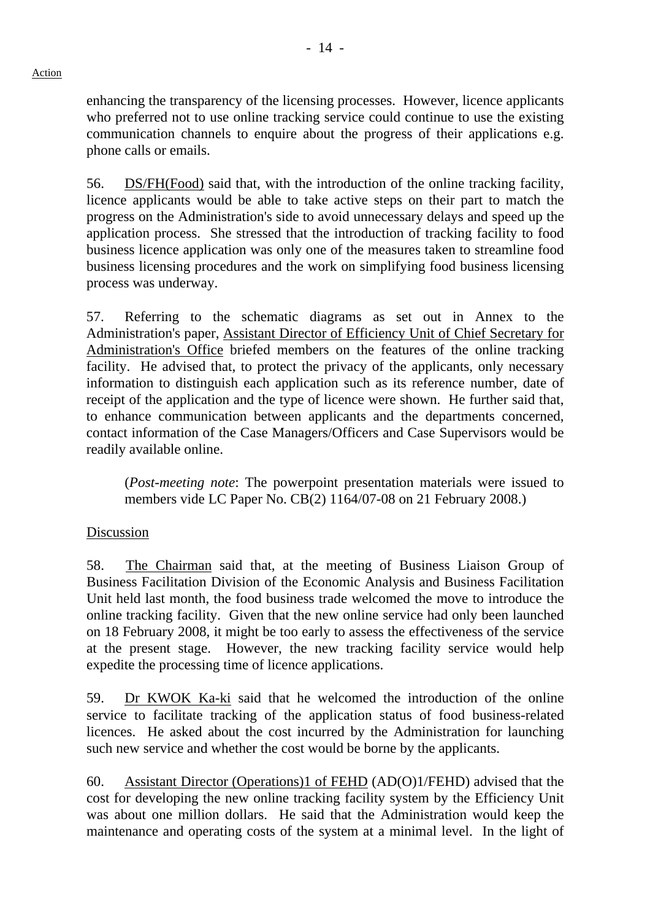Action

enhancing the transparency of the licensing processes. However, licence applicants who preferred not to use online tracking service could continue to use the existing communication channels to enquire about the progress of their applications e.g. phone calls or emails.

56. DS/FH(Food) said that, with the introduction of the online tracking facility, licence applicants would be able to take active steps on their part to match the progress on the Administration's side to avoid unnecessary delays and speed up the application process. She stressed that the introduction of tracking facility to food business licence application was only one of the measures taken to streamline food business licensing procedures and the work on simplifying food business licensing process was underway.

57. Referring to the schematic diagrams as set out in Annex to the Administration's paper, Assistant Director of Efficiency Unit of Chief Secretary for Administration's Office briefed members on the features of the online tracking facility. He advised that, to protect the privacy of the applicants, only necessary information to distinguish each application such as its reference number, date of receipt of the application and the type of licence were shown. He further said that, to enhance communication between applicants and the departments concerned, contact information of the Case Managers/Officers and Case Supervisors would be readily available online.

> (*Post-meeting note*: The powerpoint presentation materials were issued to members vide LC Paper No. CB(2) 1164/07-08 on 21 February 2008.)

Discussion

58. The Chairman said that, at the meeting of Business Liaison Group of Business Facilitation Division of the Economic Analysis and Business Facilitation Unit held last month, the food business trade welcomed the move to introduce the online tracking facility. Given that the new online service had only been launched on 18 February 2008, it might be too early to assess the effectiveness of the service at the present stage. However, the new tracking facility service would help expedite the processing time of licence applications.

59. Dr KWOK Ka-ki said that he welcomed the introduction of the online service to facilitate tracking of the application status of food business-related licences. He asked about the cost incurred by the Administration for launching such new service and whether the cost would be borne by the applicants.

60. Assistant Director (Operations)1 of FEHD (AD(O)1/FEHD) advised that the cost for developing the new online tracking facility system by the Efficiency Unit was about one million dollars. He said that the Administration would keep the maintenance and operating costs of the system at a minimal level. In the light of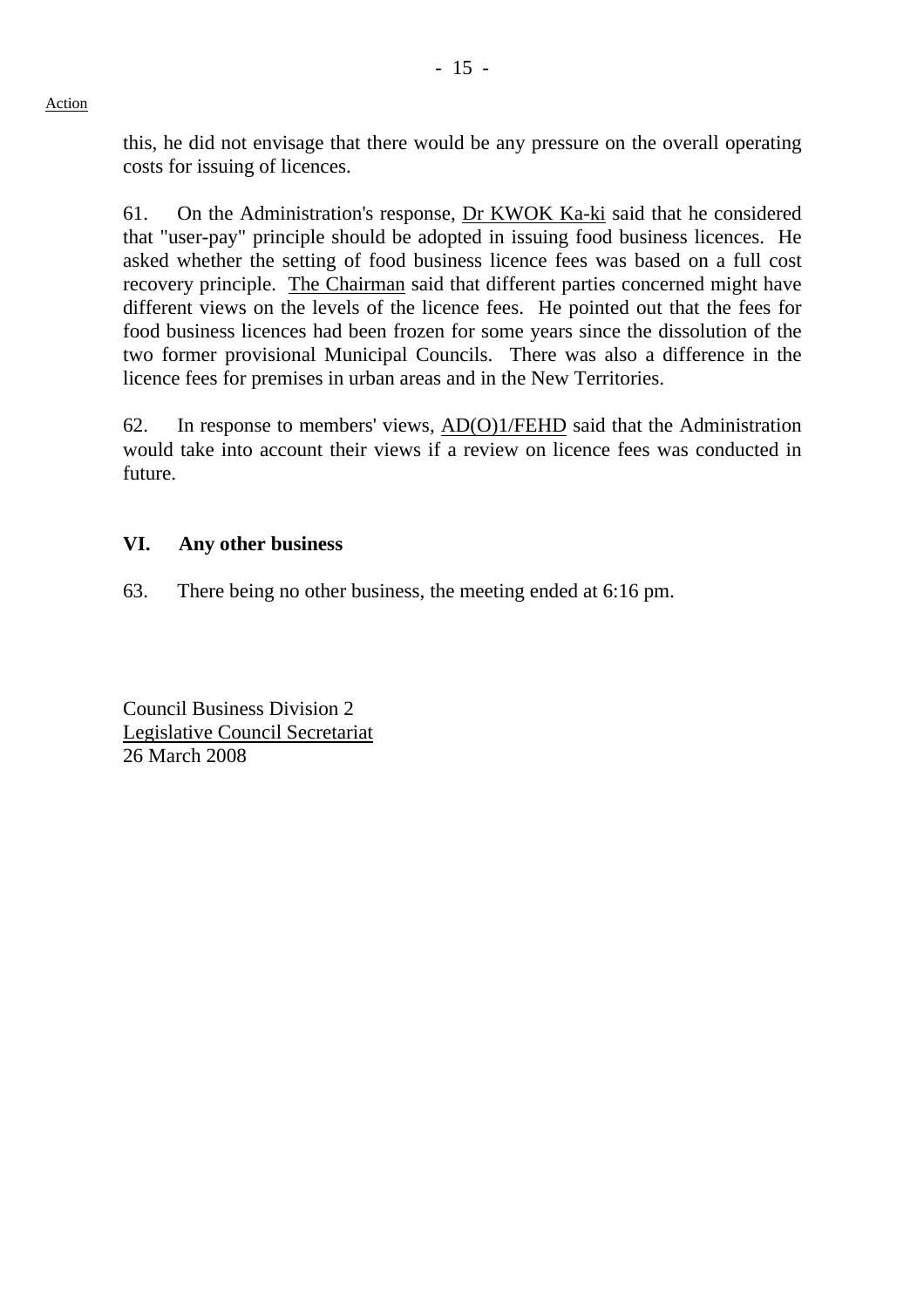Action

this, he did not envisage that there would be any pressure on the overall operating costs for issuing of licences.

61. On the Administration's response, Dr KWOK Ka-ki said that he considered that "user-pay" principle should be adopted in issuing food business licences. He asked whether the setting of food business licence fees was based on a full cost recovery principle. The Chairman said that different parties concerned might have different views on the levels of the licence fees. He pointed out that the fees for food business licences had been frozen for some years since the dissolution of the two former provisional Municipal Councils. There was also a difference in the licence fees for premises in urban areas and in the New Territories.

62. In response to members' views, AD(O)1/FEHD said that the Administration would take into account their views if a review on licence fees was conducted in future.

### VI. Any other business

63. There being no other business, the meeting ended at 6:16 pm.

Council Business Division 2
Legislative Council Secretariat
26 March 2008